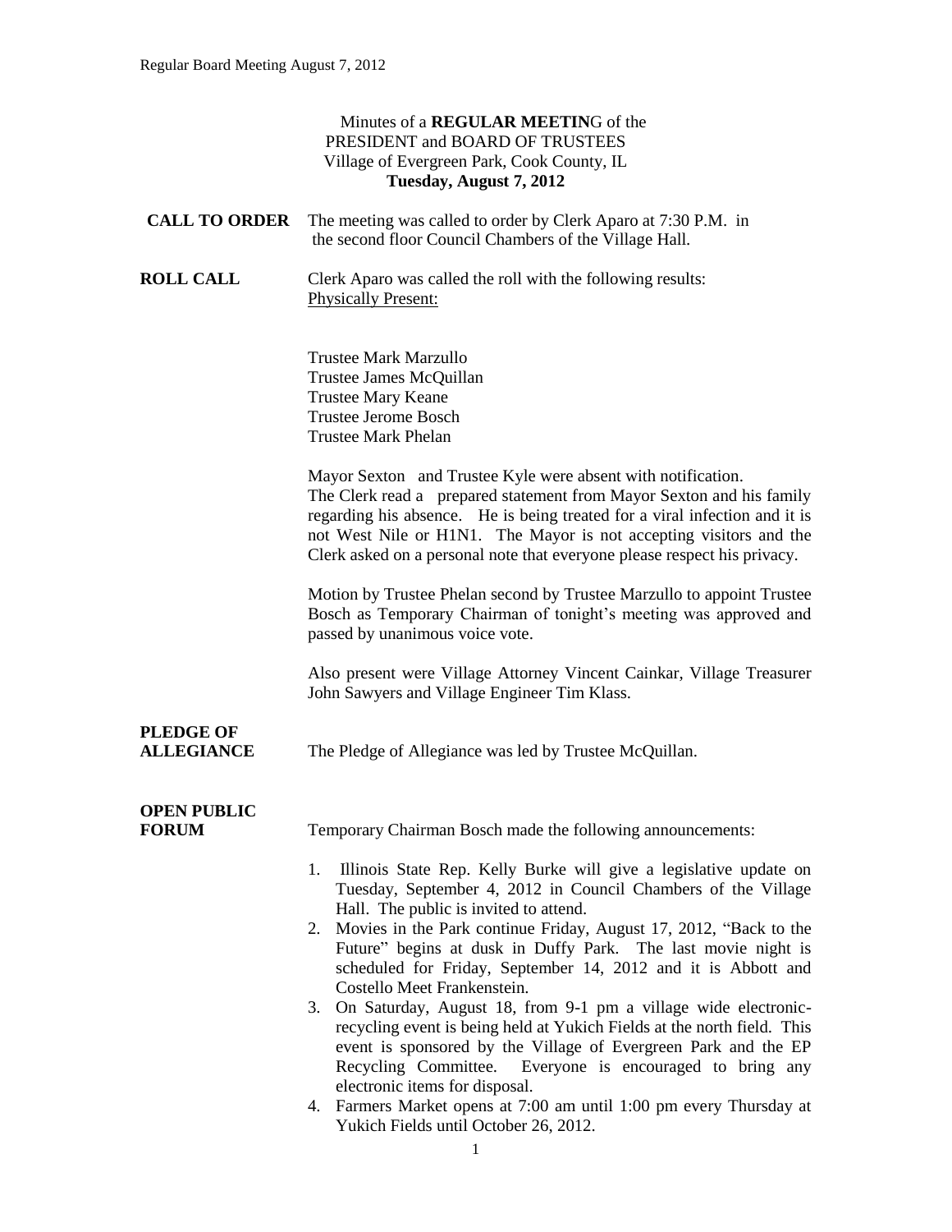Minutes of a **REGULAR MEETIN**G of the
PRESIDENT and BOARD OF TRUSTEES
Village of Evergreen Park, Cook County, IL
**Tuesday, August 7, 2012**

**CALL TO ORDER** The meeting was called to order by Clerk Aparo at 7:30 P.M. in the second floor Council Chambers of the Village Hall.

**ROLL CALL** Clerk Aparo was called the roll with the following results:
Physically Present:

Trustee Mark Marzullo
Trustee James McQuillan
Trustee Mary Keane
Trustee Jerome Bosch
Trustee Mark Phelan

Mayor Sexton and Trustee Kyle were absent with notification.
The Clerk read a prepared statement from Mayor Sexton and his family regarding his absence. He is being treated for a viral infection and it is not West Nile or H1N1. The Mayor is not accepting visitors and the Clerk asked on a personal note that everyone please respect his privacy.

Motion by Trustee Phelan second by Trustee Marzullo to appoint Trustee Bosch as Temporary Chairman of tonight's meeting was approved and passed by unanimous voice vote.

Also present were Village Attorney Vincent Cainkar, Village Treasurer John Sawyers and Village Engineer Tim Klass.

**PLEDGE OF ALLEGIANCE** The Pledge of Allegiance was led by Trustee McQuillan.

**OPEN PUBLIC FORUM** Temporary Chairman Bosch made the following announcements:

1. Illinois State Rep. Kelly Burke will give a legislative update on Tuesday, September 4, 2012 in Council Chambers of the Village Hall. The public is invited to attend.
2. Movies in the Park continue Friday, August 17, 2012, "Back to the Future" begins at dusk in Duffy Park. The last movie night is scheduled for Friday, September 14, 2012 and it is Abbott and Costello Meet Frankenstein.
3. On Saturday, August 18, from 9-1 pm a village wide electronic-recycling event is being held at Yukich Fields at the north field. This event is sponsored by the Village of Evergreen Park and the EP Recycling Committee. Everyone is encouraged to bring any electronic items for disposal.
4. Farmers Market opens at 7:00 am until 1:00 pm every Thursday at Yukich Fields until October 26, 2012.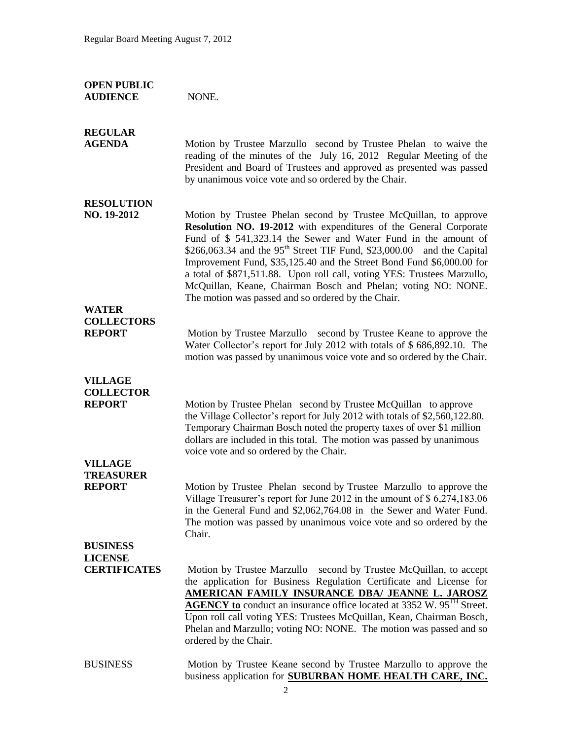**OPEN PUBLIC AUDIENCE** NONE.

**REGULAR AGENDA** Motion by Trustee Marzullo second by Trustee Phelan to waive the reading of the minutes of the July 16, 2012 Regular Meeting of the President and Board of Trustees and approved as presented was passed by unanimous voice vote and so ordered by the Chair.

**RESOLUTION NO. 19-2012** Motion by Trustee Phelan second by Trustee McQuillan, to approve **Resolution NO. 19-2012** with expenditures of the General Corporate Fund of $ 541,323.14 the Sewer and Water Fund in the amount of $266,063.34 and the 95th Street TIF Fund, $23,000.00 and the Capital Improvement Fund, $35,125.40 and the Street Bond Fund $6,000.00 for a total of $871,511.88. Upon roll call, voting YES: Trustees Marzullo, McQuillan, Keane, Chairman Bosch and Phelan; voting NO: NONE. The motion was passed and so ordered by the Chair.

**WATER COLLECTORS REPORT** Motion by Trustee Marzullo second by Trustee Keane to approve the Water Collector's report for July 2012 with totals of $ 686,892.10. The motion was passed by unanimous voice vote and so ordered by the Chair.

**VILLAGE COLLECTOR REPORT** Motion by Trustee Phelan second by Trustee McQuillan to approve the Village Collector's report for July 2012 with totals of $2,560,122.80. Temporary Chairman Bosch noted the property taxes of over $1 million dollars are included in this total. The motion was passed by unanimous voice vote and so ordered by the Chair.

**VILLAGE TREASURER REPORT** Motion by Trustee Phelan second by Trustee Marzullo to approve the Village Treasurer's report for June 2012 in the amount of $ 6,274,183.06 in the General Fund and $2,062,764.08 in the Sewer and Water Fund. The motion was passed by unanimous voice vote and so ordered by the Chair.

**BUSINESS LICENSE CERTIFICATES** Motion by Trustee Marzullo second by Trustee McQuillan, to accept the application for Business Regulation Certificate and License for **AMERICAN FAMILY INSURANCE DBA/ JEANNE L. JAROSZ AGENCY to** conduct an insurance office located at 3352 W. 95TH Street. Upon roll call voting YES: Trustees McQuillan, Kean, Chairman Bosch, Phelan and Marzullo; voting NO: NONE. The motion was passed and so ordered by the Chair.

BUSINESS Motion by Trustee Keane second by Trustee Marzullo to approve the business application for **SUBURBAN HOME HEALTH CARE, INC.**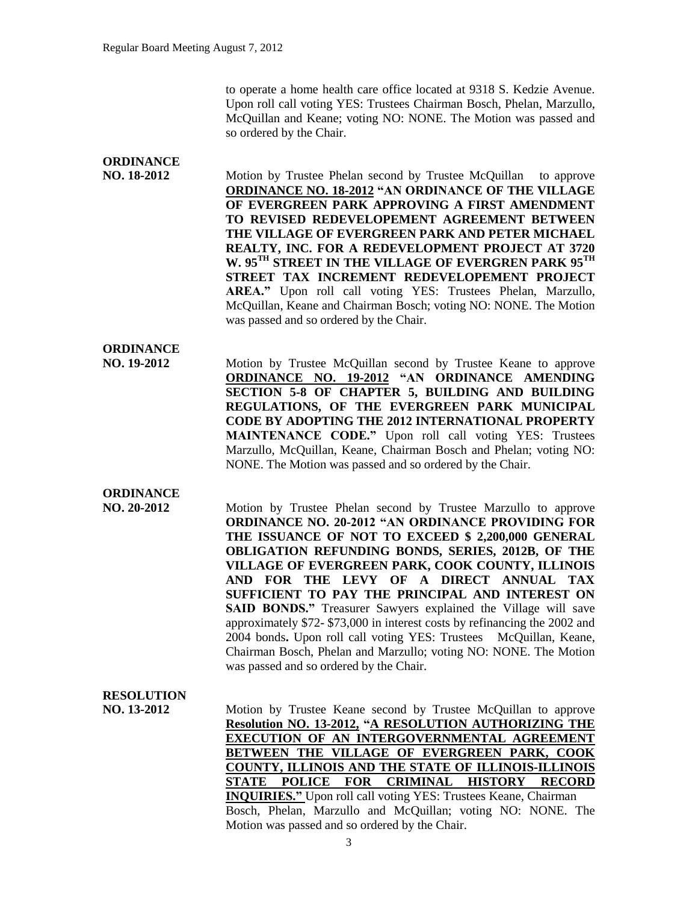to operate a home health care office located at 9318 S. Kedzie Avenue. Upon roll call voting YES: Trustees Chairman Bosch, Phelan, Marzullo, McQuillan and Keane; voting NO: NONE. The Motion was passed and so ordered by the Chair.

**ORDINANCE NO. 18-2012**

Motion by Trustee Phelan second by Trustee McQuillan to approve **ORDINANCE NO. 18-2012 "AN ORDINANCE OF THE VILLAGE OF EVERGREEN PARK APPROVING A FIRST AMENDMENT TO REVISED REDEVELOPEMENT AGREEMENT BETWEEN THE VILLAGE OF EVERGREEN PARK AND PETER MICHAEL REALTY, INC. FOR A REDEVELOPMENT PROJECT AT 3720 W. 95TH STREET IN THE VILLAGE OF EVERGREN PARK 95TH STREET TAX INCREMENT REDEVELOPEMENT PROJECT AREA."** Upon roll call voting YES: Trustees Phelan, Marzullo, McQuillan, Keane and Chairman Bosch; voting NO: NONE. The Motion was passed and so ordered by the Chair.

**ORDINANCE NO. 19-2012**

Motion by Trustee McQuillan second by Trustee Keane to approve **ORDINANCE NO. 19-2012 "AN ORDINANCE AMENDING SECTION 5-8 OF CHAPTER 5, BUILDING AND BUILDING REGULATIONS, OF THE EVERGREEN PARK MUNICIPAL CODE BY ADOPTING THE 2012 INTERNATIONAL PROPERTY MAINTENANCE CODE."** Upon roll call voting YES: Trustees Marzullo, McQuillan, Keane, Chairman Bosch and Phelan; voting NO: NONE. The Motion was passed and so ordered by the Chair.

**ORDINANCE NO. 20-2012**

Motion by Trustee Phelan second by Trustee Marzullo to approve **ORDINANCE NO. 20-2012 "AN ORDINANCE PROVIDING FOR THE ISSUANCE OF NOT TO EXCEED $ 2,200,000 GENERAL OBLIGATION REFUNDING BONDS, SERIES, 2012B, OF THE VILLAGE OF EVERGREEN PARK, COOK COUNTY, ILLINOIS AND FOR THE LEVY OF A DIRECT ANNUAL TAX SUFFICIENT TO PAY THE PRINCIPAL AND INTEREST ON SAID BONDS."** Treasurer Sawyers explained the Village will save approximately $72- $73,000 in interest costs by refinancing the 2002 and 2004 bonds**.** Upon roll call voting YES: Trustees McQuillan, Keane, Chairman Bosch, Phelan and Marzullo; voting NO: NONE. The Motion was passed and so ordered by the Chair.

**RESOLUTION NO. 13-2012**

Motion by Trustee Keane second by Trustee McQuillan to approve **Resolution NO. 13-2012, "A RESOLUTION AUTHORIZING THE EXECUTION OF AN INTERGOVERNMENTAL AGREEMENT BETWEEN THE VILLAGE OF EVERGREEN PARK, COOK COUNTY, ILLINOIS AND THE STATE OF ILLINOIS-ILLINOIS STATE POLICE FOR CRIMINAL HISTORY RECORD INQUIRIES."** Upon roll call voting YES: Trustees Keane, Chairman Bosch, Phelan, Marzullo and McQuillan; voting NO: NONE. The Motion was passed and so ordered by the Chair.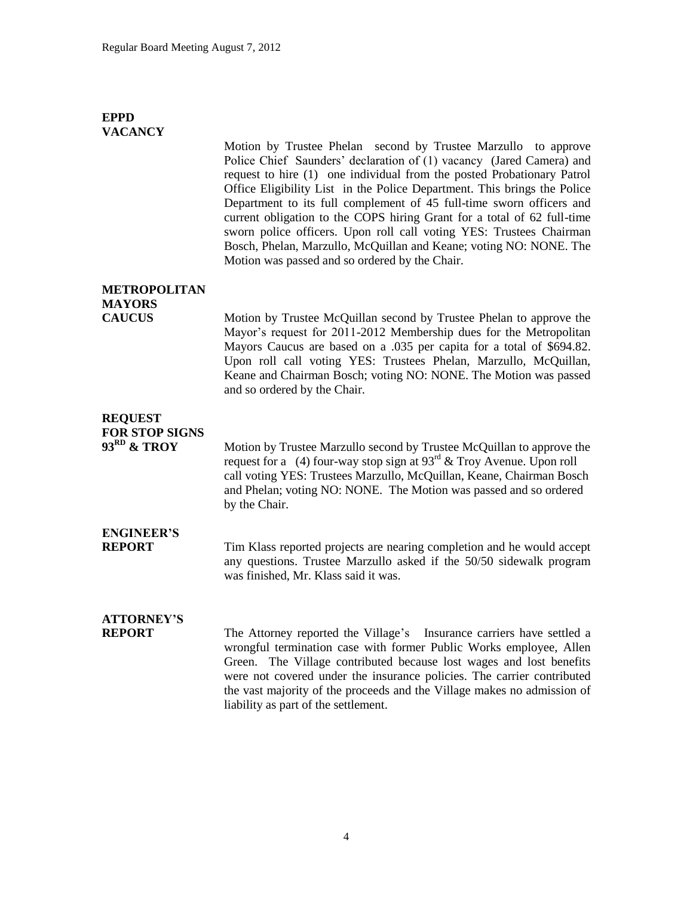**EPPD VACANCY**

Motion by Trustee Phelan second by Trustee Marzullo to approve Police Chief Saunders' declaration of (1) vacancy (Jared Camera) and request to hire (1) one individual from the posted Probationary Patrol Office Eligibility List in the Police Department. This brings the Police Department to its full complement of 45 full-time sworn officers and current obligation to the COPS hiring Grant for a total of 62 full-time sworn police officers. Upon roll call voting YES: Trustees Chairman Bosch, Phelan, Marzullo, McQuillan and Keane; voting NO: NONE. The Motion was passed and so ordered by the Chair.

**METROPOLITAN MAYORS CAUCUS**

Motion by Trustee McQuillan second by Trustee Phelan to approve the Mayor's request for 2011-2012 Membership dues for the Metropolitan Mayors Caucus are based on a .035 per capita for a total of $694.82. Upon roll call voting YES: Trustees Phelan, Marzullo, McQuillan, Keane and Chairman Bosch; voting NO: NONE. The Motion was passed and so ordered by the Chair.

**REQUEST FOR STOP SIGNS 93RD & TROY**

Motion by Trustee Marzullo second by Trustee McQuillan to approve the request for a (4) four-way stop sign at 93rd & Troy Avenue. Upon roll call voting YES: Trustees Marzullo, McQuillan, Keane, Chairman Bosch and Phelan; voting NO: NONE. The Motion was passed and so ordered by the Chair.

**ENGINEER'S REPORT**

Tim Klass reported projects are nearing completion and he would accept any questions. Trustee Marzullo asked if the 50/50 sidewalk program was finished, Mr. Klass said it was.

**ATTORNEY'S REPORT**

The Attorney reported the Village's Insurance carriers have settled a wrongful termination case with former Public Works employee, Allen Green. The Village contributed because lost wages and lost benefits were not covered under the insurance policies. The carrier contributed the vast majority of the proceeds and the Village makes no admission of liability as part of the settlement.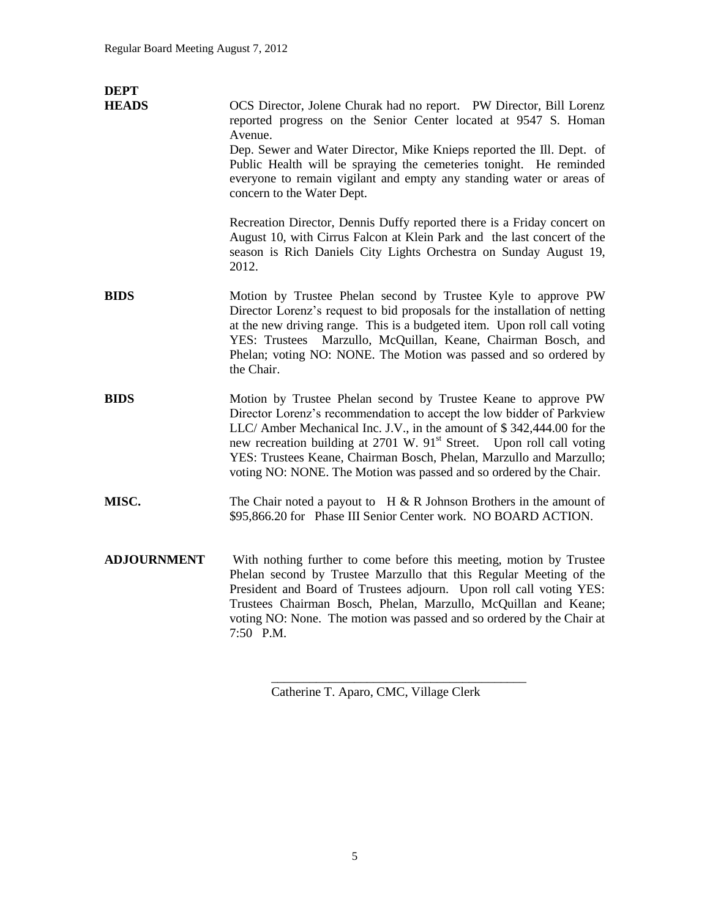**DEPT HEADS**

OCS Director, Jolene Churak had no report. PW Director, Bill Lorenz reported progress on the Senior Center located at 9547 S. Homan Avenue.

Dep. Sewer and Water Director, Mike Knieps reported the Ill. Dept. of Public Health will be spraying the cemeteries tonight. He reminded everyone to remain vigilant and empty any standing water or areas of concern to the Water Dept.

Recreation Director, Dennis Duffy reported there is a Friday concert on August 10, with Cirrus Falcon at Klein Park and the last concert of the season is Rich Daniels City Lights Orchestra on Sunday August 19, 2012.

**BIDS**

Motion by Trustee Phelan second by Trustee Kyle to approve PW Director Lorenz's request to bid proposals for the installation of netting at the new driving range. This is a budgeted item. Upon roll call voting YES: Trustees Marzullo, McQuillan, Keane, Chairman Bosch, and Phelan; voting NO: NONE. The Motion was passed and so ordered by the Chair.

**BIDS**

Motion by Trustee Phelan second by Trustee Keane to approve PW Director Lorenz's recommendation to accept the low bidder of Parkview LLC/ Amber Mechanical Inc. J.V., in the amount of $ 342,444.00 for the new recreation building at 2701 W. 91st Street. Upon roll call voting YES: Trustees Keane, Chairman Bosch, Phelan, Marzullo and Marzullo; voting NO: NONE. The Motion was passed and so ordered by the Chair.

**MISC.**

The Chair noted a payout to H & R Johnson Brothers in the amount of $95,866.20 for Phase III Senior Center work. NO BOARD ACTION.

**ADJOURNMENT**

With nothing further to come before this meeting, motion by Trustee Phelan second by Trustee Marzullo that this Regular Meeting of the President and Board of Trustees adjourn. Upon roll call voting YES: Trustees Chairman Bosch, Phelan, Marzullo, McQuillan and Keane; voting NO: None. The motion was passed and so ordered by the Chair at 7:50 P.M.

\_\_\_\_\_\_\_\_\_\_\_\_\_\_\_\_\_\_\_\_\_\_\_\_\_\_\_\_\_\_\_\_\_\_\_\_\_\_\_\_

Catherine T. Aparo, CMC, Village Clerk